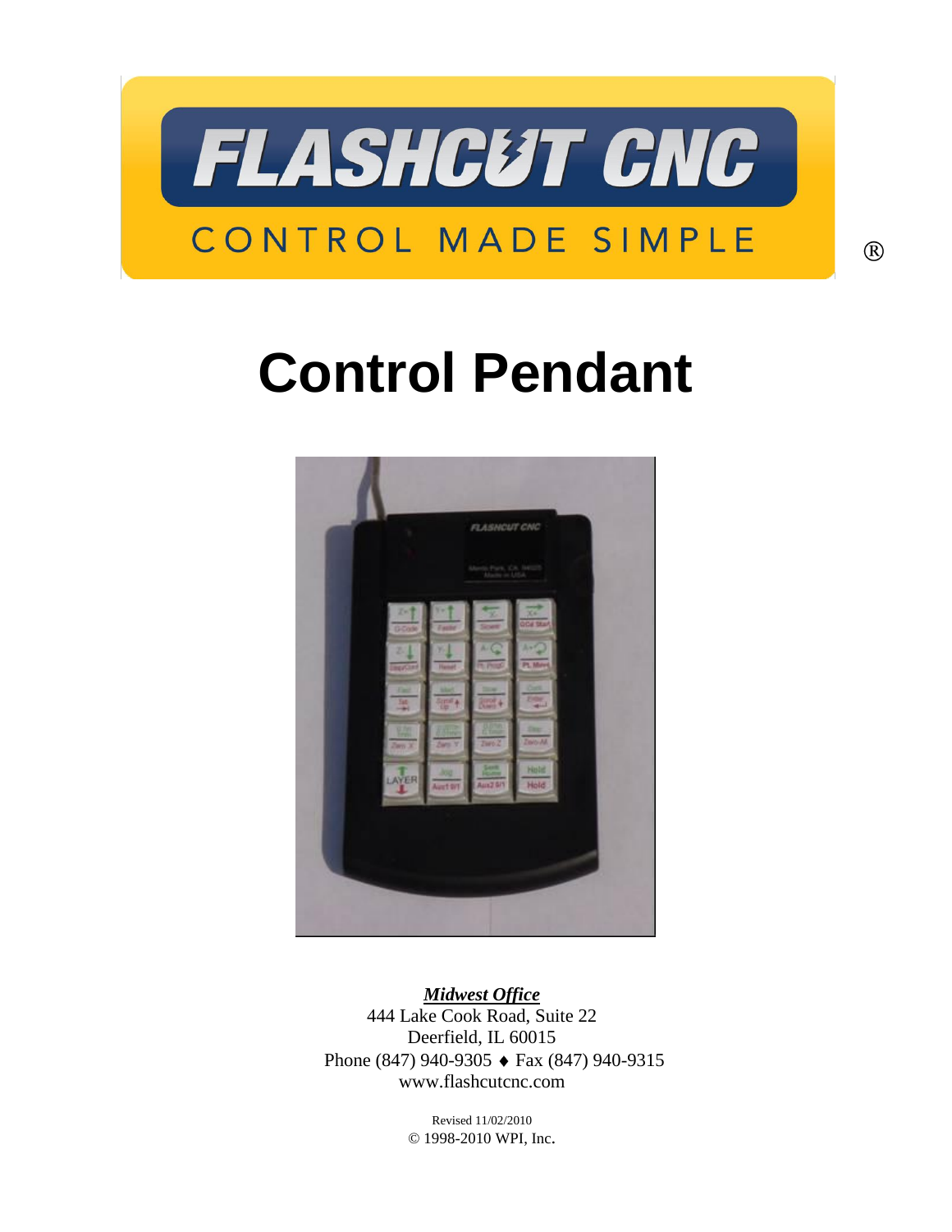FLASHCUT CNC

CONTROL MADE SIMPLE ®

# Control Pendant

***Midwest Office***
444 Lake Cook Road, Suite 22
Deerfield, IL 60015
Phone (847) 940-9305 ♦ Fax (847) 940-9315
www.flashcutcnc.com

Revised 11/02/2010
© 1998-2010 WPI, Inc.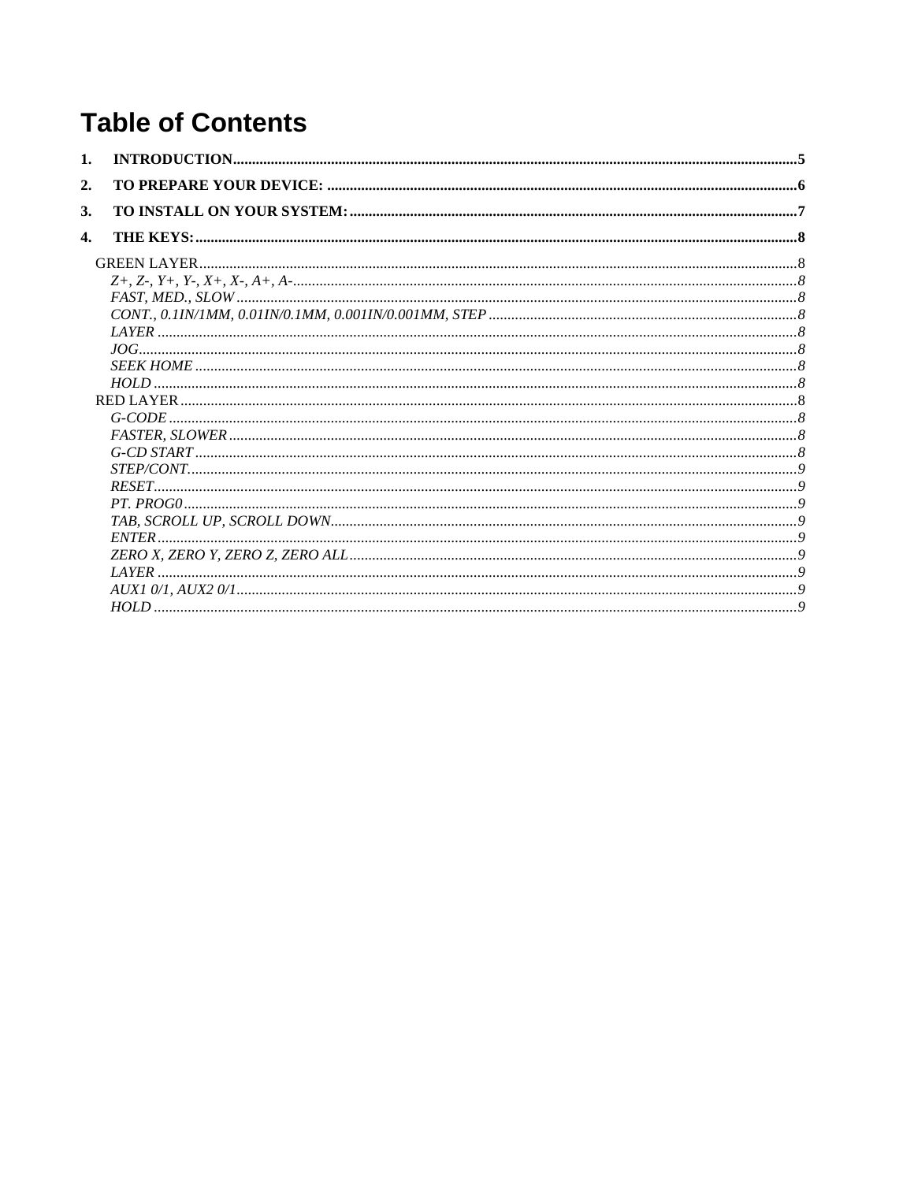# Table of Contents

**1. INTRODUCTION** .......... **5**

**2. TO PREPARE YOUR DEVICE:** .......... **6**

**3. TO INSTALL ON YOUR SYSTEM:** .......... **7**

**4. THE KEYS:** .......... **8**

- GREEN LAYER .......... 8
  - *Z+, Z-, Y+, Y-, X+, X-, A+, A-* .......... *8*
  - *FAST, MED., SLOW* .......... *8*
  - *CONT., 0.1IN/1MM, 0.01IN/0.1MM, 0.001IN/0.001MM, STEP* .......... *8*
  - *LAYER* .......... *8*
  - *JOG* .......... *8*
  - *SEEK HOME* .......... *8*
  - *HOLD* .......... *8*
- RED LAYER .......... 8
  - *G-CODE* .......... *8*
  - *FASTER, SLOWER* .......... *8*
  - *G-CD START* .......... *8*
  - *STEP/CONT.* .......... *9*
  - *RESET* .......... *9*
  - *PT. PROG0* .......... *9*
  - *TAB, SCROLL UP, SCROLL DOWN* .......... *9*
  - *ENTER* .......... *9*
  - *ZERO X, ZERO Y, ZERO Z, ZERO ALL* .......... *9*
  - *LAYER* .......... *9*
  - *AUX1 0/1, AUX2 0/1* .......... *9*
  - *HOLD* .......... *9*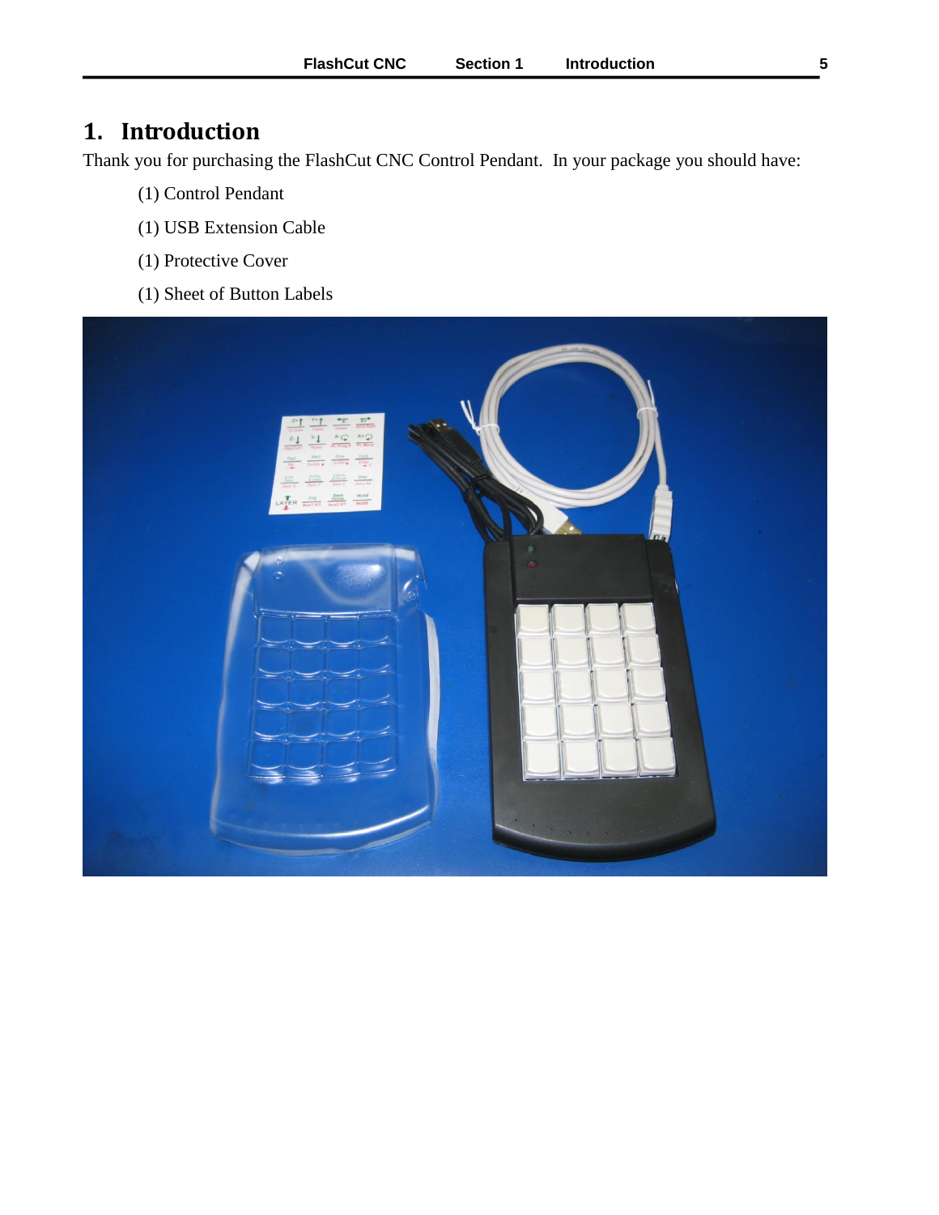# 1. Introduction

Thank you for purchasing the FlashCut CNC Control Pendant. In your package you should have:

(1) Control Pendant

(1) USB Extension Cable

(1) Protective Cover

(1) Sheet of Button Labels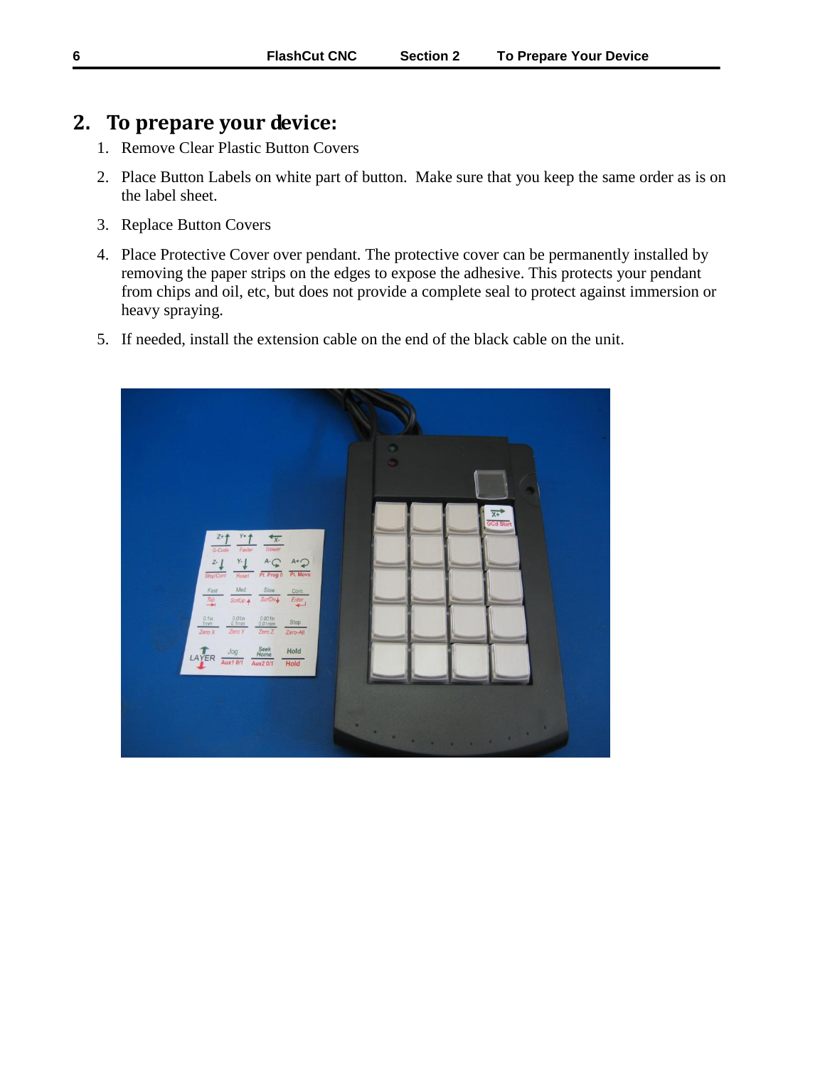## 2. To prepare your device:

1. Remove Clear Plastic Button Covers
2. Place Button Labels on white part of button. Make sure that you keep the same order as is on the label sheet.
3. Replace Button Covers
4. Place Protective Cover over pendant. The protective cover can be permanently installed by removing the paper strips on the edges to expose the adhesive. This protects your pendant from chips and oil, etc, but does not provide a complete seal to protect against immersion or heavy spraying.
5. If needed, install the extension cable on the end of the black cable on the unit.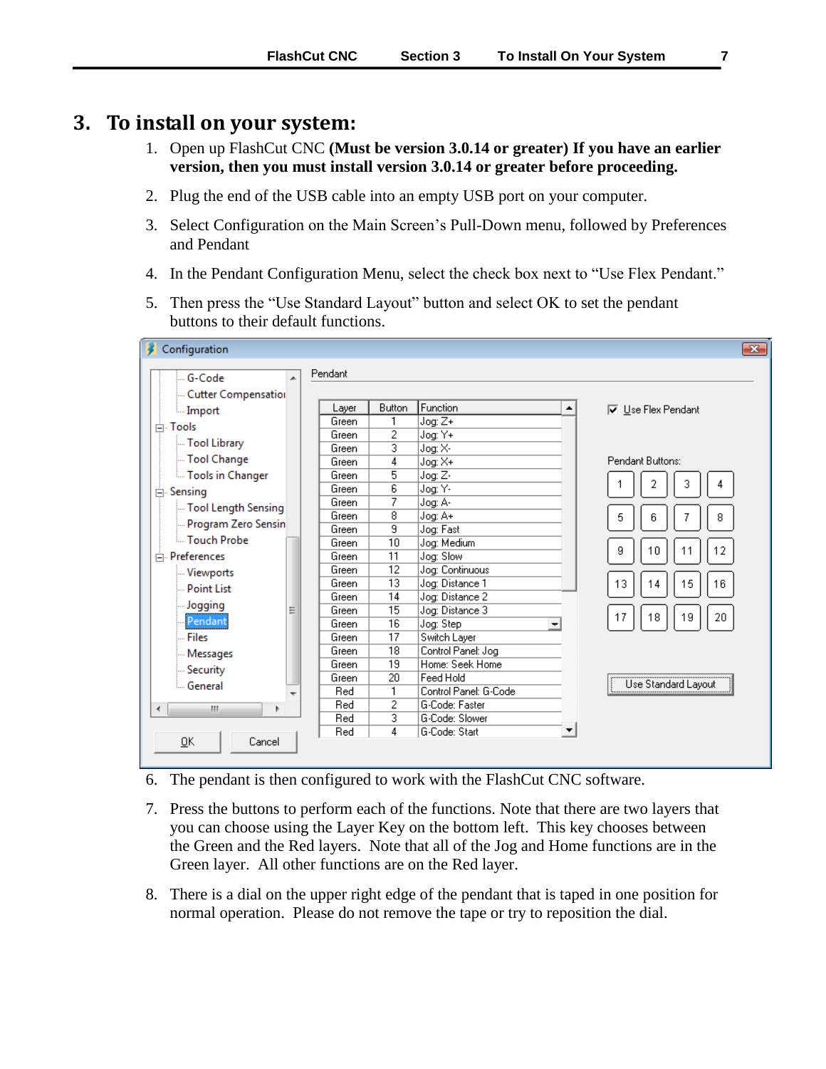# 3. To install on your system:

1. Open up FlashCut CNC **(Must be version 3.0.14 or greater) If you have an earlier version, then you must install version 3.0.14 or greater before proceeding.**
2. Plug the end of the USB cable into an empty USB port on your computer.
3. Select Configuration on the Main Screen's Pull-Down menu, followed by Preferences and Pendant
4. In the Pendant Configuration Menu, select the check box next to "Use Flex Pendant."
5. Then press the "Use Standard Layout" button and select OK to set the pendant buttons to their default functions.

Configuration

Pendant

| Layer | Button | Function |
|---|---|---|
| Green | 1 | Jog: Z+ |
| Green | 2 | Jog: Y+ |
| Green | 3 | Jog: X- |
| Green | 4 | Jog: X+ |
| Green | 5 | Jog: Z- |
| Green | 6 | Jog: Y- |
| Green | 7 | Jog: A- |
| Green | 8 | Jog: A+ |
| Green | 9 | Jog: Fast |
| Green | 10 | Jog: Medium |
| Green | 11 | Jog: Slow |
| Green | 12 | Jog: Continuous |
| Green | 13 | Jog: Distance 1 |
| Green | 14 | Jog: Distance 2 |
| Green | 15 | Jog: Distance 3 |
| Green | 16 | Jog: Step |
| Green | 17 | Switch Layer |
| Green | 18 | Control Panel: Jog |
| Green | 19 | Home: Seek Home |
| Green | 20 | Feed Hold |
| Red | 1 | Control Panel: G-Code |
| Red | 2 | G-Code: Faster |
| Red | 3 | G-Code: Slower |
| Red | 4 | G-Code: Start |

☑ Use Flex Pendant

Pendant Buttons: 1 2 3 4 5 6 7 8 9 10 11 12 13 14 15 16 17 18 19 20

Use Standard Layout

OK Cancel

6. The pendant is then configured to work with the FlashCut CNC software.
7. Press the buttons to perform each of the functions. Note that there are two layers that you can choose using the Layer Key on the bottom left. This key chooses between the Green and the Red layers. Note that all of the Jog and Home functions are in the Green layer. All other functions are on the Red layer.
8. There is a dial on the upper right edge of the pendant that is taped in one position for normal operation. Please do not remove the tape or try to reposition the dial.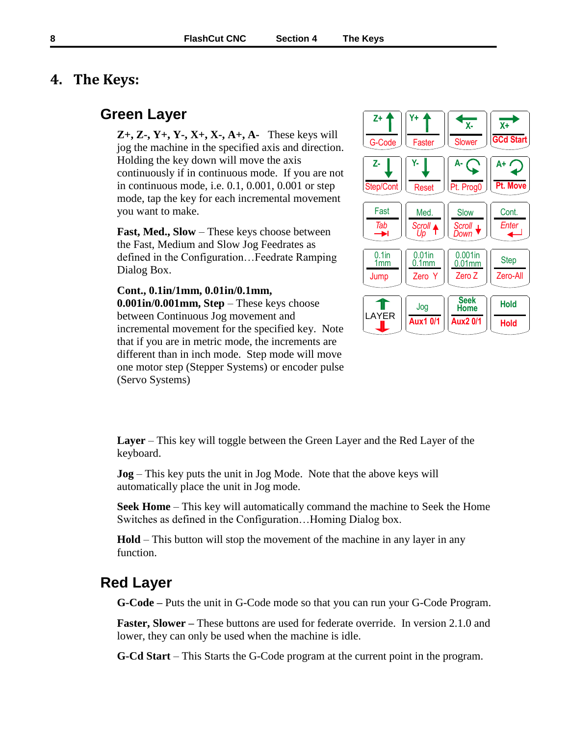# 4. The Keys:

## Green Layer

**Z+, Z-, Y+, Y-, X+, X-, A+, A-** These keys will jog the machine in the specified axis and direction. Holding the key down will move the axis continuously if in continuous mode. If you are not in continuous mode, i.e. 0.1, 0.001, 0.001 or step mode, tap the key for each incremental movement you want to make.

**Fast, Med., Slow** – These keys choose between the Fast, Medium and Slow Jog Feedrates as defined in the Configuration…Feedrate Ramping Dialog Box.

**Cont., 0.1in/1mm, 0.01in/0.1mm, 0.001in/0.001mm, Step** – These keys choose between Continuous Jog movement and incremental movement for the specified key. Note that if you are in metric mode, the increments are different than in inch mode. Step mode will move one motor step (Stepper Systems) or encoder pulse (Servo Systems)

| Z+ / G-Code | Y+ / Faster | X- / Slower | X+ / GCd Start |
|---|---|---|---|
| Z- / Step/Cont | Y- / Reset | A- / Pt. Prog0 | A+ / Pt. Move |
| Fast / Tab | Med. / Scroll Up | Slow / Scroll Down | Cont. / Enter |
| 0.1in 1mm / Jump | 0.01in 0.1mm / Zero Y | 0.001in 0.01mm / Zero Z | Step / Zero-All |
| LAYER | Jog / Aux1 0/1 | Seek Home / Aux2 0/1 | Hold / Hold |

**Layer** – This key will toggle between the Green Layer and the Red Layer of the keyboard.

**Jog** – This key puts the unit in Jog Mode. Note that the above keys will automatically place the unit in Jog mode.

**Seek Home** – This key will automatically command the machine to Seek the Home Switches as defined in the Configuration…Homing Dialog box.

**Hold** – This button will stop the movement of the machine in any layer in any function.

## Red Layer

**G-Code –** Puts the unit in G-Code mode so that you can run your G-Code Program.

**Faster, Slower –** These buttons are used for federate override. In version 2.1.0 and lower, they can only be used when the machine is idle.

**G-Cd Start** – This Starts the G-Code program at the current point in the program.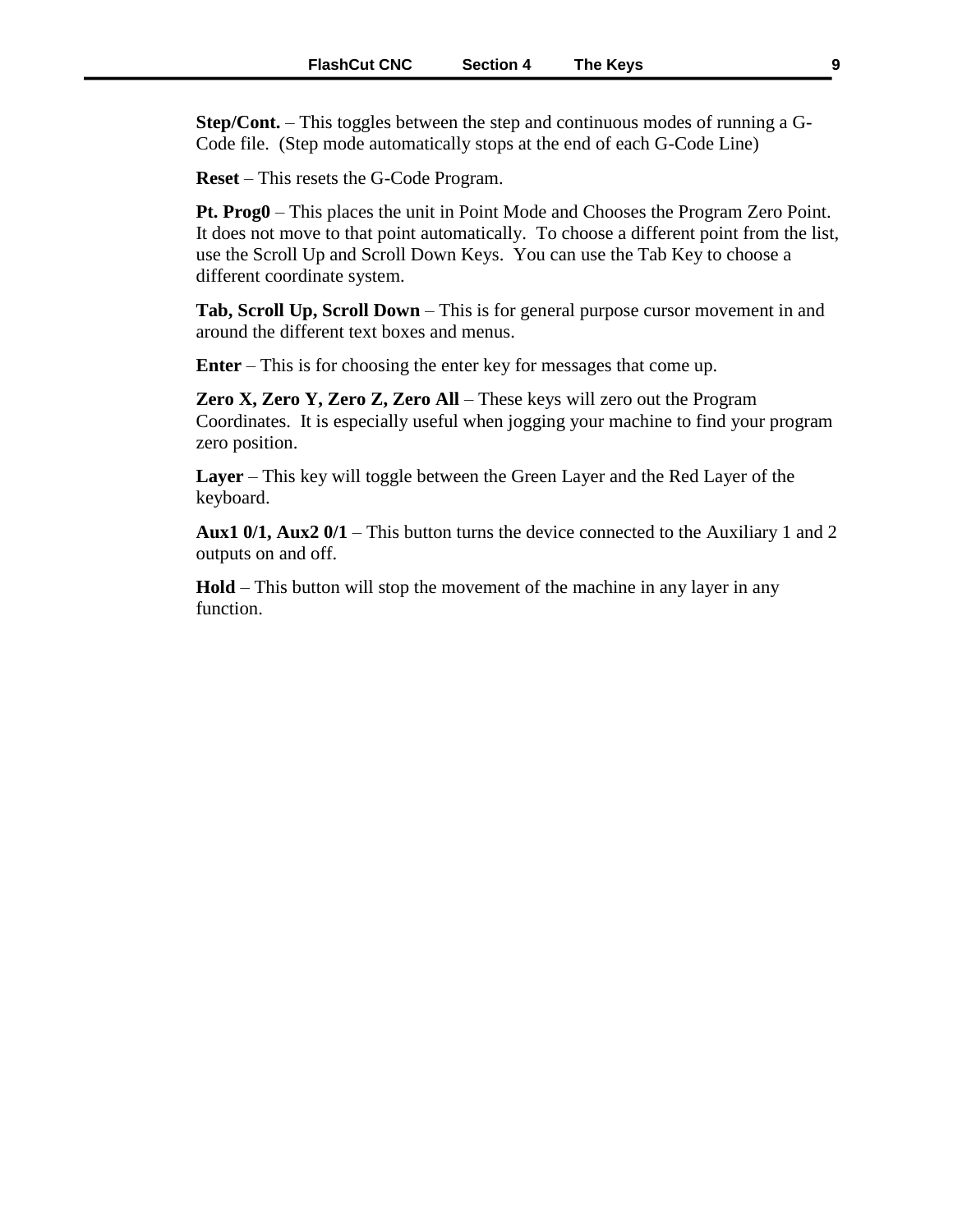**Step/Cont.** – This toggles between the step and continuous modes of running a G-Code file. (Step mode automatically stops at the end of each G-Code Line)

**Reset** – This resets the G-Code Program.

**Pt. Prog0** – This places the unit in Point Mode and Chooses the Program Zero Point. It does not move to that point automatically. To choose a different point from the list, use the Scroll Up and Scroll Down Keys. You can use the Tab Key to choose a different coordinate system.

**Tab, Scroll Up, Scroll Down** – This is for general purpose cursor movement in and around the different text boxes and menus.

**Enter** – This is for choosing the enter key for messages that come up.

**Zero X, Zero Y, Zero Z, Zero All** – These keys will zero out the Program Coordinates. It is especially useful when jogging your machine to find your program zero position.

**Layer** – This key will toggle between the Green Layer and the Red Layer of the keyboard.

**Aux1 0/1, Aux2 0/1** – This button turns the device connected to the Auxiliary 1 and 2 outputs on and off.

**Hold** – This button will stop the movement of the machine in any layer in any function.